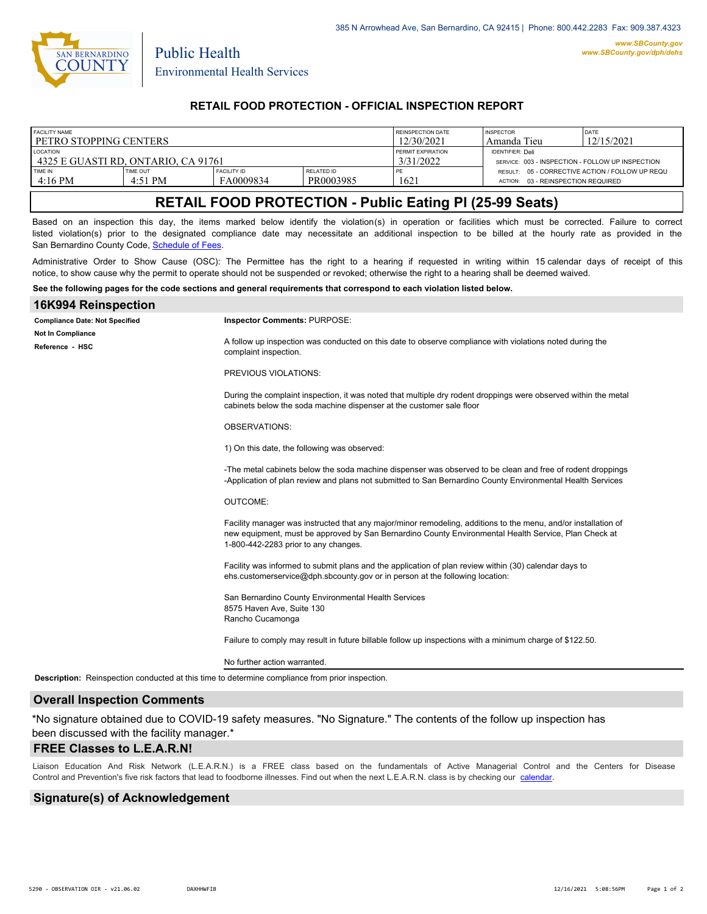385 N Arrowhead Ave, San Bernardino, CA 92415 | Phone: 800.442.2283 Fax: 909.387.4323

www.SBCounty.gov
www.SBCounty.gov/dph/dehs

Public Health
Environmental Health Services

## RETAIL FOOD PROTECTION - OFFICIAL INSPECTION REPORT

| FACILITY NAME | | | | REINSPECTION DATE | INSPECTOR | DATE |
|---|---|---|---|---|---|---|
| PETRO STOPPING CENTERS | | | | 12/30/2021 | Amanda Tieu | 12/15/2021 |
| LOCATION | | | | PERMIT EXPIRATION | IDENTIFIER: Deli | |
| 4325 E GUASTI RD, ONTARIO, CA 91761 | | | | 3/31/2022 | SERVICE: 003 - INSPECTION - FOLLOW UP INSPECTION | |
| TIME IN | TIME OUT | FACILITY ID | RELATED ID | PE | RESULT: 05 - CORRECTIVE ACTION / FOLLOW UP REQU | |
| 4:16 PM | 4:51 PM | FA0009834 | PR0003985 | 1621 | ACTION: 03 - REINSPECTION REQUIRED | |

# RETAIL FOOD PROTECTION - Public Eating Pl (25-99 Seats)

Based on an inspection this day, the items marked below identify the violation(s) in operation or facilities which must be corrected. Failure to correct listed violation(s) prior to the designated compliance date may necessitate an additional inspection to be billed at the hourly rate as provided in the San Bernardino County Code, Schedule of Fees.

Administrative Order to Show Cause (OSC): The Permittee has the right to a hearing if requested in writing within 15 calendar days of receipt of this notice, to show cause why the permit to operate should not be suspended or revoked; otherwise the right to a hearing shall be deemed waived.

**See the following pages for the code sections and general requirements that correspond to each violation listed below.**

## 16K994 Reinspection

**Compliance Date: Not Specified**

**Not In Compliance**

**Reference - HSC**

**Inspector Comments:** PURPOSE:

A follow up inspection was conducted on this date to observe compliance with violations noted during the complaint inspection.

PREVIOUS VIOLATIONS:

During the complaint inspection, it was noted that multiple dry rodent droppings were observed within the metal cabinets below the soda machine dispenser at the customer sale floor

OBSERVATIONS:

1) On this date, the following was observed:

-The metal cabinets below the soda machine dispenser was observed to be clean and free of rodent droppings
-Application of plan review and plans not submitted to San Bernardino County Environmental Health Services

OUTCOME:

Facility manager was instructed that any major/minor remodeling, additions to the menu, and/or installation of new equipment, must be approved by San Bernardino County Environmental Health Service, Plan Check at 1-800-442-2283 prior to any changes.

Facility was informed to submit plans and the application of plan review within (30) calendar days to ehs.customerservice@dph.sbcounty.gov or in person at the following location:

San Bernardino County Environmental Health Services
8575 Haven Ave, Suite 130
Rancho Cucamonga

Failure to comply may result in future billable follow up inspections with a minimum charge of $122.50.

No further action warranted.

**Description:** Reinspection conducted at this time to determine compliance from prior inspection.

## Overall Inspection Comments

*No signature obtained due to COVID-19 safety measures. "No Signature." The contents of the follow up inspection has been discussed with the facility manager.*

## FREE Classes to L.E.A.R.N!

Liaison Education And Risk Network (L.E.A.R.N.) is a FREE class based on the fundamentals of Active Managerial Control and the Centers for Disease Control and Prevention's five risk factors that lead to foodborne illnesses. Find out when the next L.E.A.R.N. class is by checking our calendar.

## Signature(s) of Acknowledgement

5290 - OBSERVATION OIR - v21.06.02    DAXHHWFIB    12/16/2021 5:08:56PM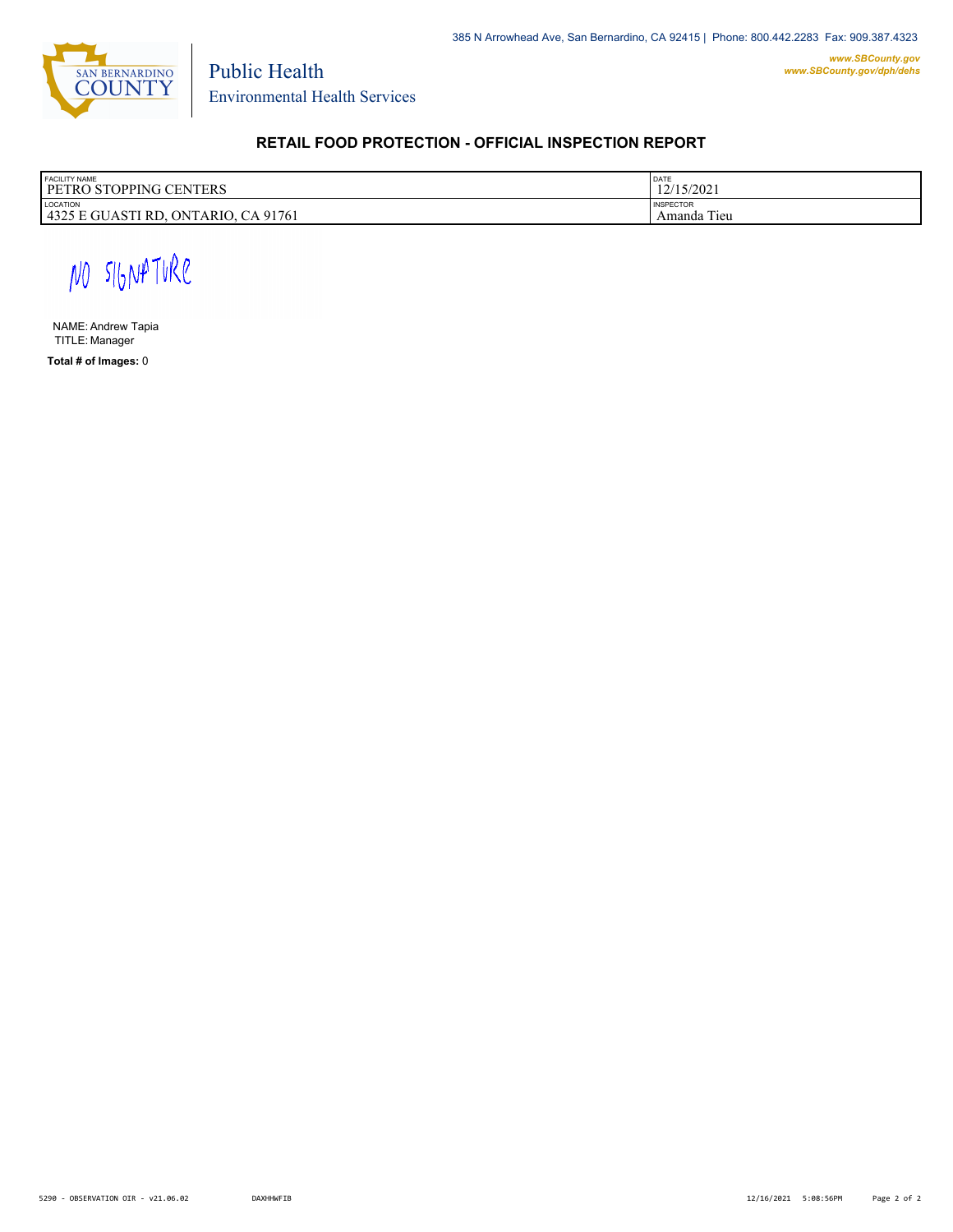385 N Arrowhead Ave, San Bernardino, CA 92415 | Phone: 800.442.2283 Fax: 909.387.4323

*www.SBCounty.gov*
*www.SBCounty.gov/dph/dehs*

SAN BERNARDINO COUNTY

Public Health
Environmental Health Services

# RETAIL FOOD PROTECTION - OFFICIAL INSPECTION REPORT

| FACILITY NAME | DATE |
|---|---|
| PETRO STOPPING CENTERS | 12/15/2021 |
| LOCATION | INSPECTOR |
| 4325 E GUASTI RD, ONTARIO, CA 91761 | Amanda Tieu |

NO SIGNATURE

NAME: Andrew Tapia
TITLE: Manager

**Total # of Images:** 0

5290 - OBSERVATION OIR - v21.06.02 DAXHHWFIB 12/16/2021 5:08:56PM